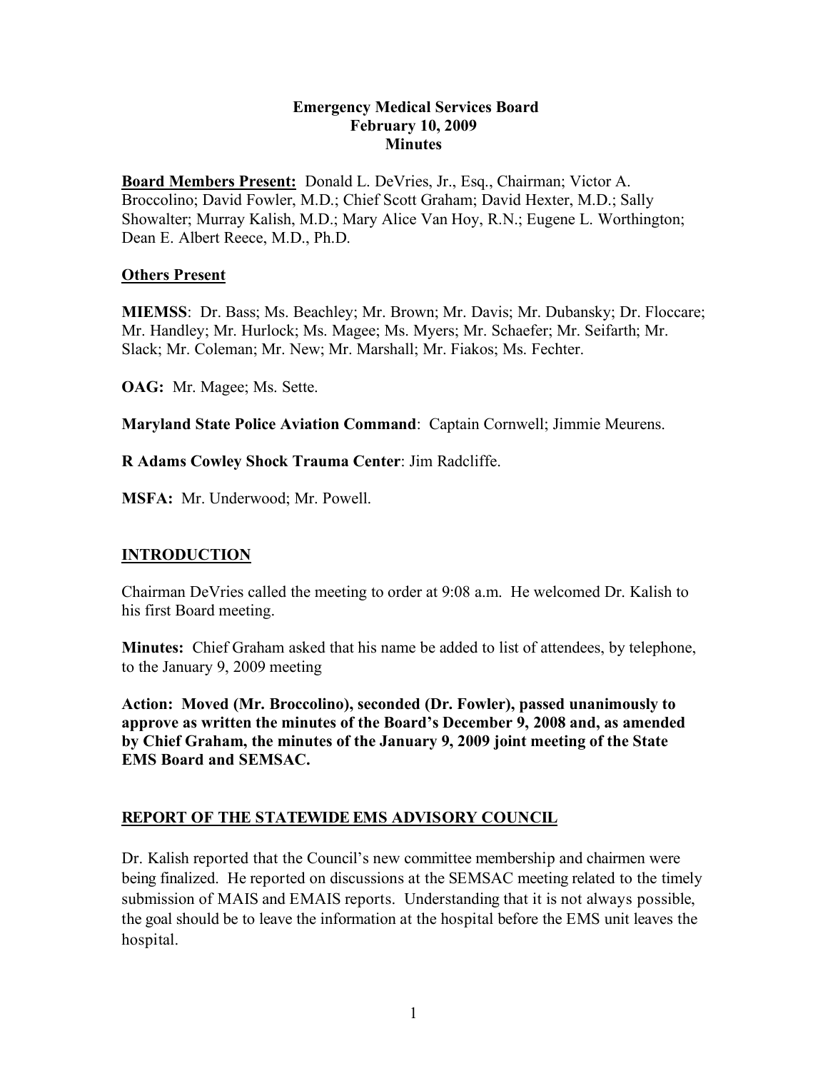**Emergency Medical Services Board**
**February 10, 2009**
**Minutes**

**Board Members Present:** Donald L. DeVries, Jr., Esq., Chairman; Victor A. Broccolino; David Fowler, M.D.; Chief Scott Graham; David Hexter, M.D.; Sally Showalter; Murray Kalish, M.D.; Mary Alice Van Hoy, R.N.; Eugene L. Worthington; Dean E. Albert Reece, M.D., Ph.D.

**Others Present**

**MIEMSS**: Dr. Bass; Ms. Beachley; Mr. Brown; Mr. Davis; Mr. Dubansky; Dr. Floccare; Mr. Handley; Mr. Hurlock; Ms. Magee; Ms. Myers; Mr. Schaefer; Mr. Seifarth; Mr. Slack; Mr. Coleman; Mr. New; Mr. Marshall; Mr. Fiakos; Ms. Fechter.

**OAG:** Mr. Magee; Ms. Sette.

**Maryland State Police Aviation Command**: Captain Cornwell; Jimmie Meurens.

**R Adams Cowley Shock Trauma Center**: Jim Radcliffe.

**MSFA:** Mr. Underwood; Mr. Powell.

## INTRODUCTION

Chairman DeVries called the meeting to order at 9:08 a.m. He welcomed Dr. Kalish to his first Board meeting.

**Minutes:** Chief Graham asked that his name be added to list of attendees, by telephone, to the January 9, 2009 meeting

**Action: Moved (Mr. Broccolino), seconded (Dr. Fowler), passed unanimously to approve as written the minutes of the Board's December 9, 2008 and, as amended by Chief Graham, the minutes of the January 9, 2009 joint meeting of the State EMS Board and SEMSAC.**

## REPORT OF THE STATEWIDE EMS ADVISORY COUNCIL

Dr. Kalish reported that the Council's new committee membership and chairmen were being finalized. He reported on discussions at the SEMSAC meeting related to the timely submission of MAIS and EMAIS reports. Understanding that it is not always possible, the goal should be to leave the information at the hospital before the EMS unit leaves the hospital.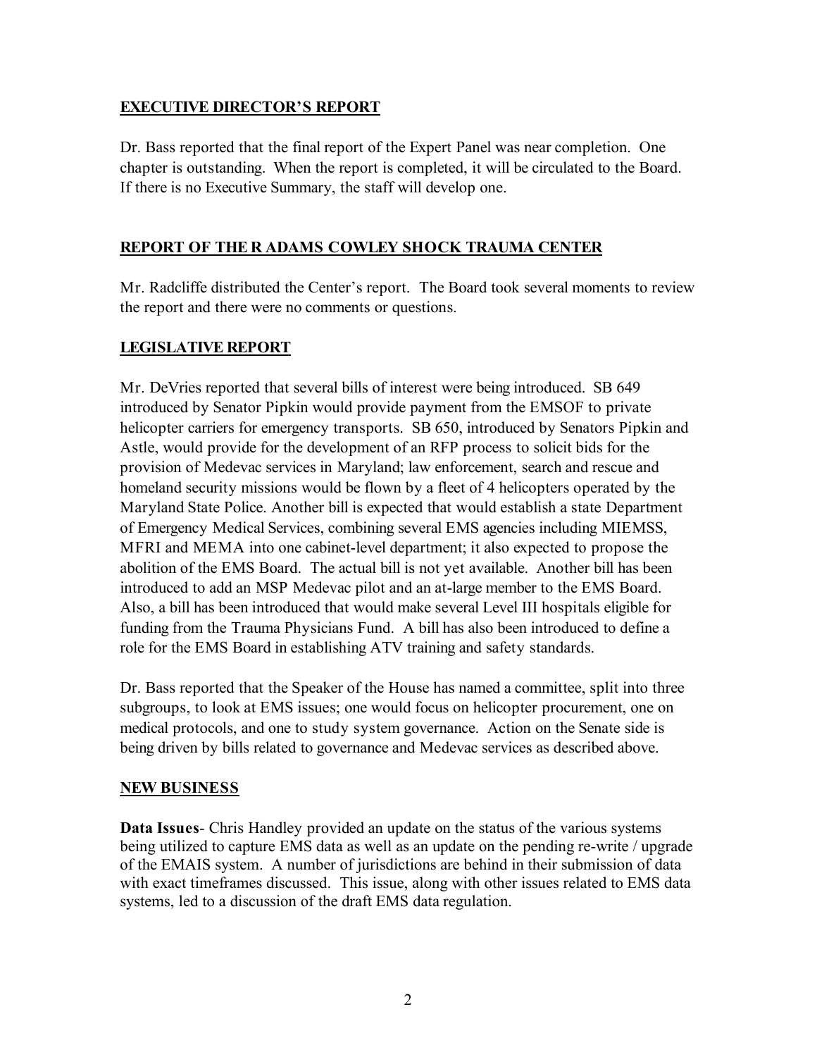## EXECUTIVE DIRECTOR'S REPORT

Dr. Bass reported that the final report of the Expert Panel was near completion. One chapter is outstanding. When the report is completed, it will be circulated to the Board. If there is no Executive Summary, the staff will develop one.

## REPORT OF THE R ADAMS COWLEY SHOCK TRAUMA CENTER

Mr. Radcliffe distributed the Center's report. The Board took several moments to review the report and there were no comments or questions.

## LEGISLATIVE REPORT

Mr. DeVries reported that several bills of interest were being introduced. SB 649 introduced by Senator Pipkin would provide payment from the EMSOF to private helicopter carriers for emergency transports. SB 650, introduced by Senators Pipkin and Astle, would provide for the development of an RFP process to solicit bids for the provision of Medevac services in Maryland; law enforcement, search and rescue and homeland security missions would be flown by a fleet of 4 helicopters operated by the Maryland State Police. Another bill is expected that would establish a state Department of Emergency Medical Services, combining several EMS agencies including MIEMSS, MFRI and MEMA into one cabinet-level department; it also expected to propose the abolition of the EMS Board. The actual bill is not yet available. Another bill has been introduced to add an MSP Medevac pilot and an at-large member to the EMS Board. Also, a bill has been introduced that would make several Level III hospitals eligible for funding from the Trauma Physicians Fund. A bill has also been introduced to define a role for the EMS Board in establishing ATV training and safety standards.

Dr. Bass reported that the Speaker of the House has named a committee, split into three subgroups, to look at EMS issues; one would focus on helicopter procurement, one on medical protocols, and one to study system governance. Action on the Senate side is being driven by bills related to governance and Medevac services as described above.

## NEW BUSINESS

**Data Issues**- Chris Handley provided an update on the status of the various systems being utilized to capture EMS data as well as an update on the pending re-write / upgrade of the EMAIS system. A number of jurisdictions are behind in their submission of data with exact timeframes discussed. This issue, along with other issues related to EMS data systems, led to a discussion of the draft EMS data regulation.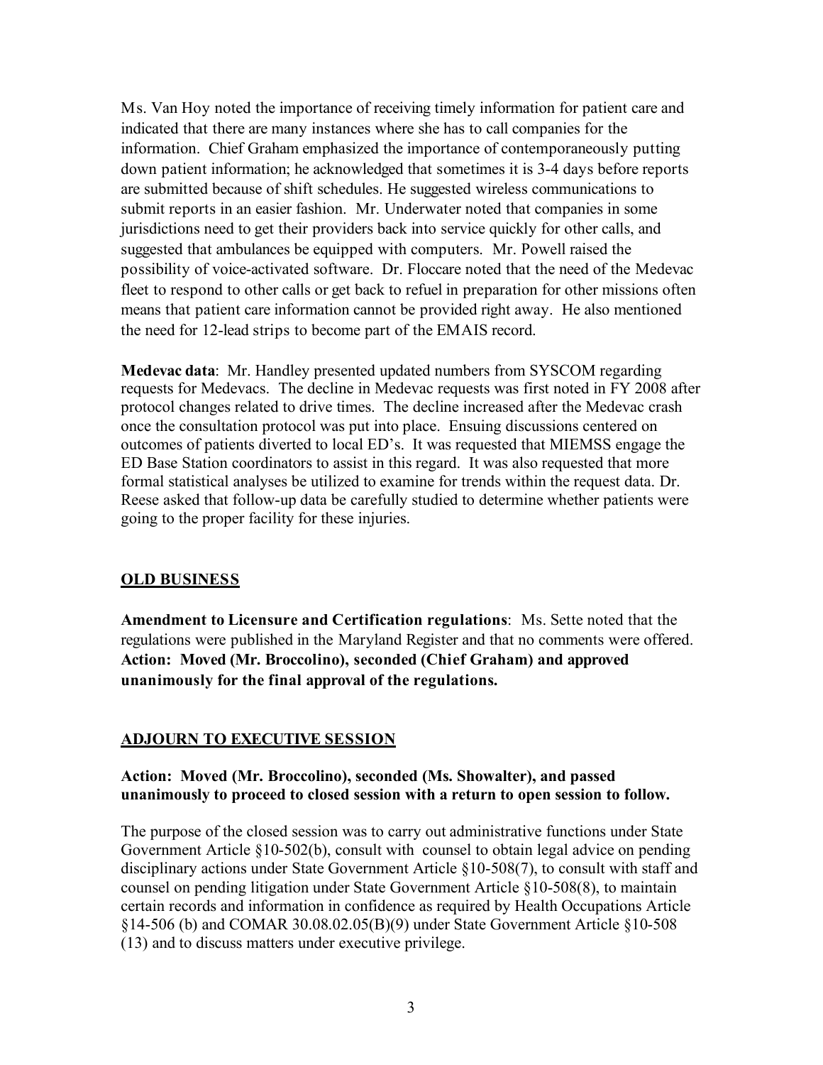Ms. Van Hoy noted the importance of receiving timely information for patient care and indicated that there are many instances where she has to call companies for the information. Chief Graham emphasized the importance of contemporaneously putting down patient information; he acknowledged that sometimes it is 3-4 days before reports are submitted because of shift schedules. He suggested wireless communications to submit reports in an easier fashion. Mr. Underwater noted that companies in some jurisdictions need to get their providers back into service quickly for other calls, and suggested that ambulances be equipped with computers. Mr. Powell raised the possibility of voice-activated software. Dr. Floccare noted that the need of the Medevac fleet to respond to other calls or get back to refuel in preparation for other missions often means that patient care information cannot be provided right away. He also mentioned the need for 12-lead strips to become part of the EMAIS record.

**Medevac data**: Mr. Handley presented updated numbers from SYSCOM regarding requests for Medevacs. The decline in Medevac requests was first noted in FY 2008 after protocol changes related to drive times. The decline increased after the Medevac crash once the consultation protocol was put into place. Ensuing discussions centered on outcomes of patients diverted to local ED's. It was requested that MIEMSS engage the ED Base Station coordinators to assist in this regard. It was also requested that more formal statistical analyses be utilized to examine for trends within the request data. Dr. Reese asked that follow-up data be carefully studied to determine whether patients were going to the proper facility for these injuries.

## OLD BUSINESS

**Amendment to Licensure and Certification regulations**: Ms. Sette noted that the regulations were published in the Maryland Register and that no comments were offered. **Action: Moved (Mr. Broccolino), seconded (Chief Graham) and approved unanimously for the final approval of the regulations.**

## ADJOURN TO EXECUTIVE SESSION

**Action: Moved (Mr. Broccolino), seconded (Ms. Showalter), and passed unanimously to proceed to closed session with a return to open session to follow.**

The purpose of the closed session was to carry out administrative functions under State Government Article §10-502(b), consult with counsel to obtain legal advice on pending disciplinary actions under State Government Article §10-508(7), to consult with staff and counsel on pending litigation under State Government Article §10-508(8), to maintain certain records and information in confidence as required by Health Occupations Article §14-506 (b) and COMAR 30.08.02.05(B)(9) under State Government Article §10-508 (13) and to discuss matters under executive privilege.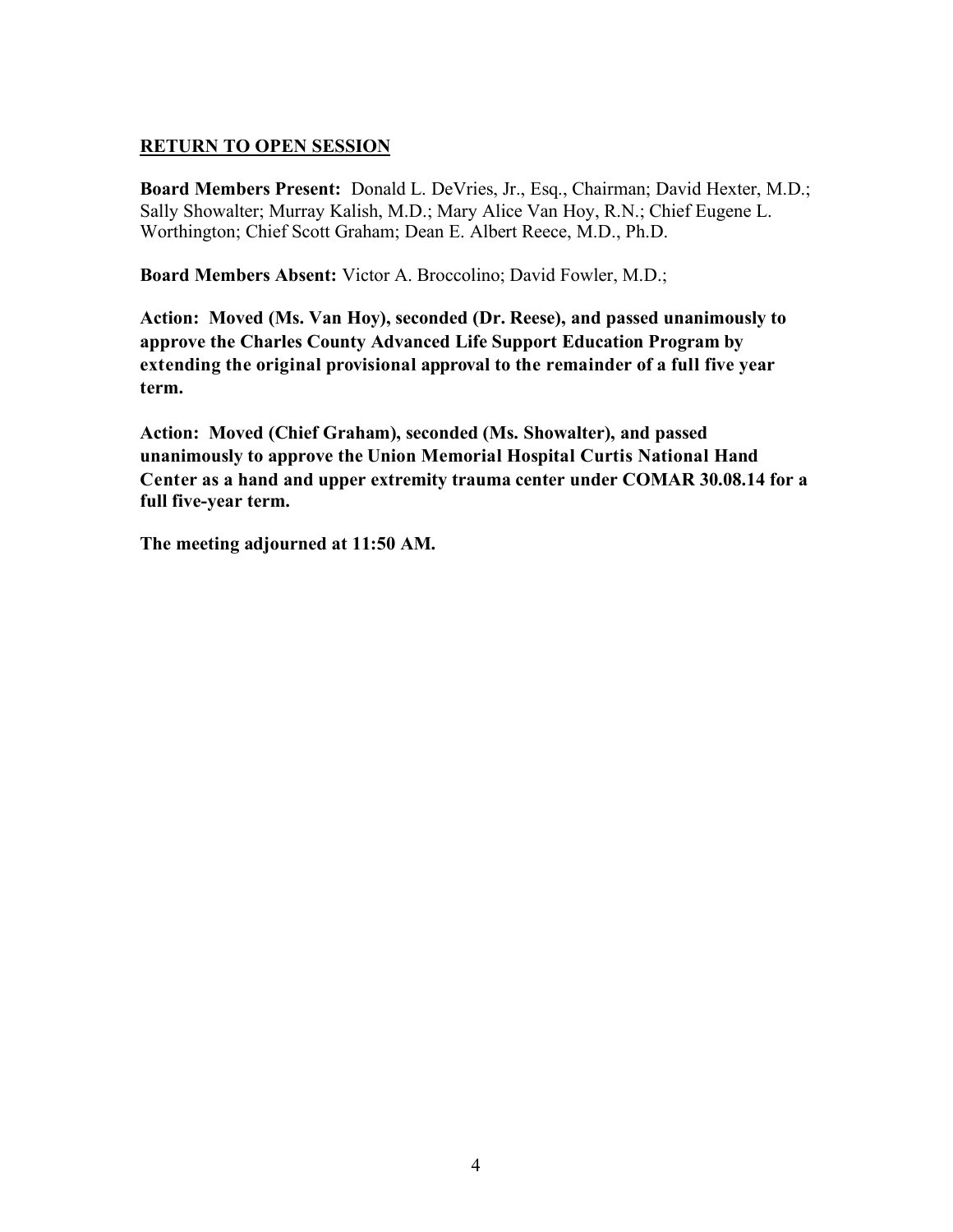**RETURN TO OPEN SESSION**

**Board Members Present:** Donald L. DeVries, Jr., Esq., Chairman; David Hexter, M.D.; Sally Showalter; Murray Kalish, M.D.; Mary Alice Van Hoy, R.N.; Chief Eugene L. Worthington; Chief Scott Graham; Dean E. Albert Reece, M.D., Ph.D.

**Board Members Absent:** Victor A. Broccolino; David Fowler, M.D.;

**Action: Moved (Ms. Van Hoy), seconded (Dr. Reese), and passed unanimously to approve the Charles County Advanced Life Support Education Program by extending the original provisional approval to the remainder of a full five year term.**

**Action: Moved (Chief Graham), seconded (Ms. Showalter), and passed unanimously to approve the Union Memorial Hospital Curtis National Hand Center as a hand and upper extremity trauma center under COMAR 30.08.14 for a full five-year term.**

**The meeting adjourned at 11:50 AM.**